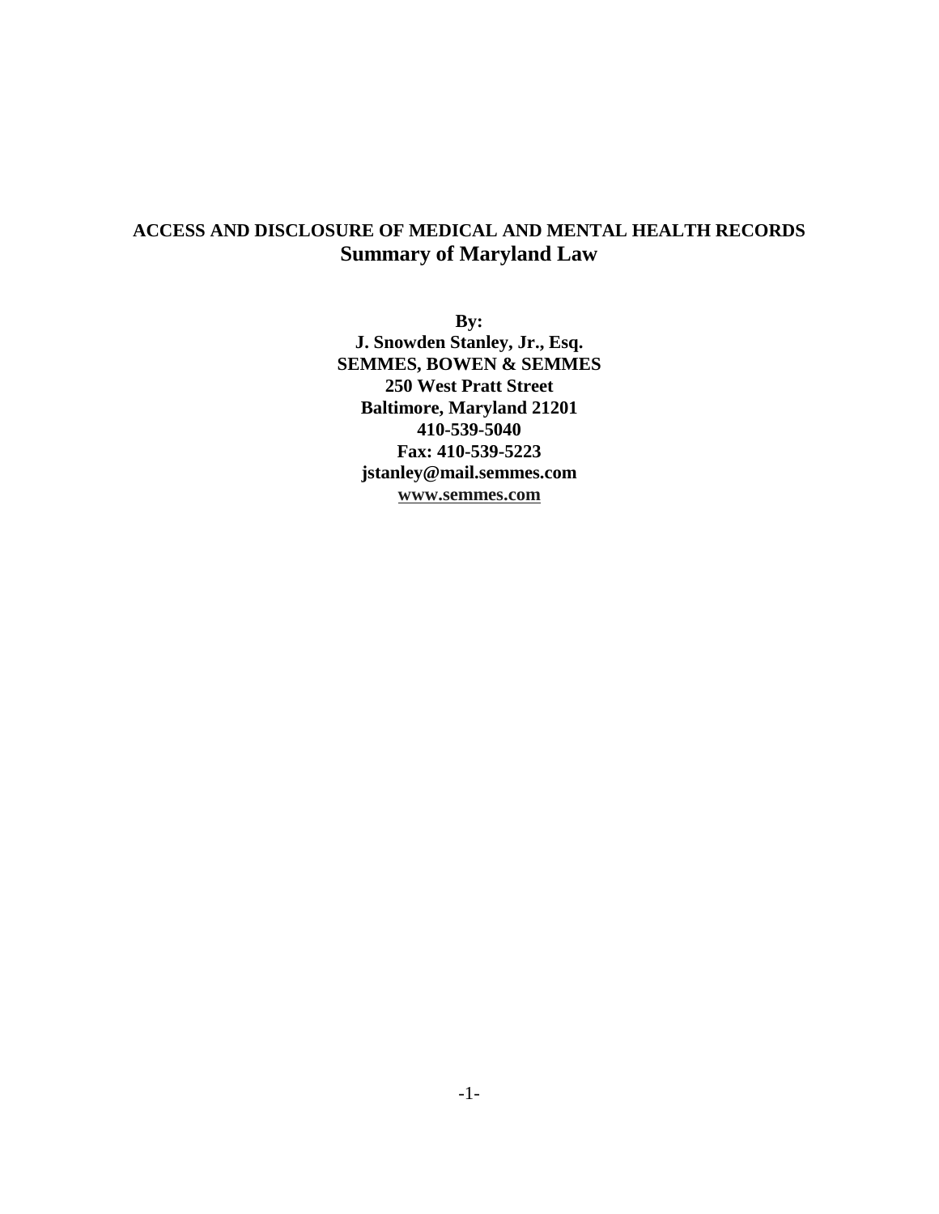# ACCESS AND DISCLOSURE OF MEDICAL AND MENTAL HEALTH RECORDS

## Summary of Maryland Law

**By:**
**J. Snowden Stanley, Jr., Esq.**
**SEMMES, BOWEN & SEMMES**
**250 West Pratt Street**
**Baltimore, Maryland 21201**
**410-539-5040**
**Fax: 410-539-5223**
**jstanley@mail.semmes.com**
**www.semmes.com**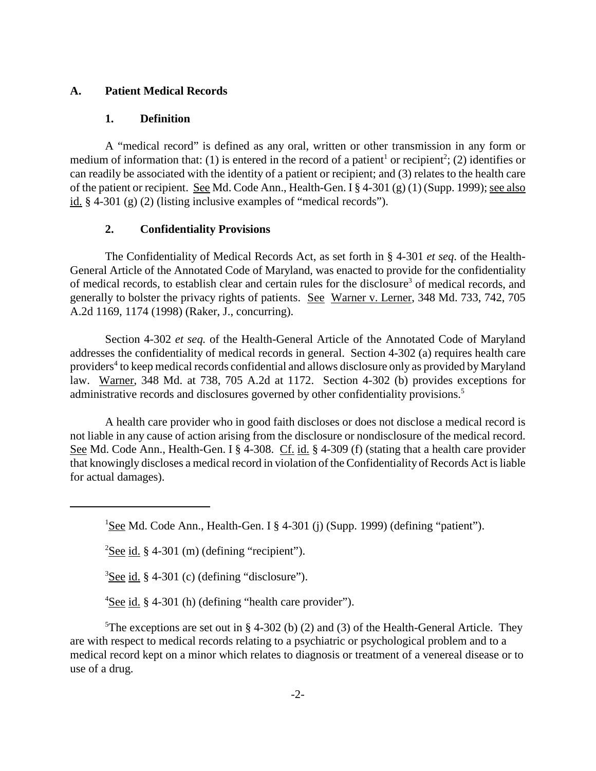## A. Patient Medical Records

### 1. Definition

A "medical record" is defined as any oral, written or other transmission in any form or medium of information that: (1) is entered in the record of a patient[1] or recipient[2]; (2) identifies or can readily be associated with the identity of a patient or recipient; and (3) relates to the health care of the patient or recipient. See Md. Code Ann., Health-Gen. I § 4-301 (g) (1) (Supp. 1999); see also id. § 4-301 (g) (2) (listing inclusive examples of "medical records").

### 2. Confidentiality Provisions

The Confidentiality of Medical Records Act, as set forth in § 4-301 *et seq*. of the Health-General Article of the Annotated Code of Maryland, was enacted to provide for the confidentiality of medical records, to establish clear and certain rules for the disclosure[3] of medical records, and generally to bolster the privacy rights of patients. See Warner v. Lerner, 348 Md. 733, 742, 705 A.2d 1169, 1174 (1998) (Raker, J., concurring).

Section 4-302 *et seq.* of the Health-General Article of the Annotated Code of Maryland addresses the confidentiality of medical records in general. Section 4-302 (a) requires health care providers[4] to keep medical records confidential and allows disclosure only as provided by Maryland law. Warner, 348 Md. at 738, 705 A.2d at 1172. Section 4-302 (b) provides exceptions for administrative records and disclosures governed by other confidentiality provisions.[5]

A health care provider who in good faith discloses or does not disclose a medical record is not liable in any cause of action arising from the disclosure or nondisclosure of the medical record. See Md. Code Ann., Health-Gen. I § 4-308. Cf. id. § 4-309 (f) (stating that a health care provider that knowingly discloses a medical record in violation of the Confidentiality of Records Act is liable for actual damages).

---

[1] See Md. Code Ann., Health-Gen. I § 4-301 (j) (Supp. 1999) (defining "patient").

[2] See id. § 4-301 (m) (defining "recipient").

[3] See id. § 4-301 (c) (defining "disclosure").

[4] See id. § 4-301 (h) (defining "health care provider").

[5] The exceptions are set out in § 4-302 (b) (2) and (3) of the Health-General Article. They are with respect to medical records relating to a psychiatric or psychological problem and to a medical record kept on a minor which relates to diagnosis or treatment of a venereal disease or to use of a drug.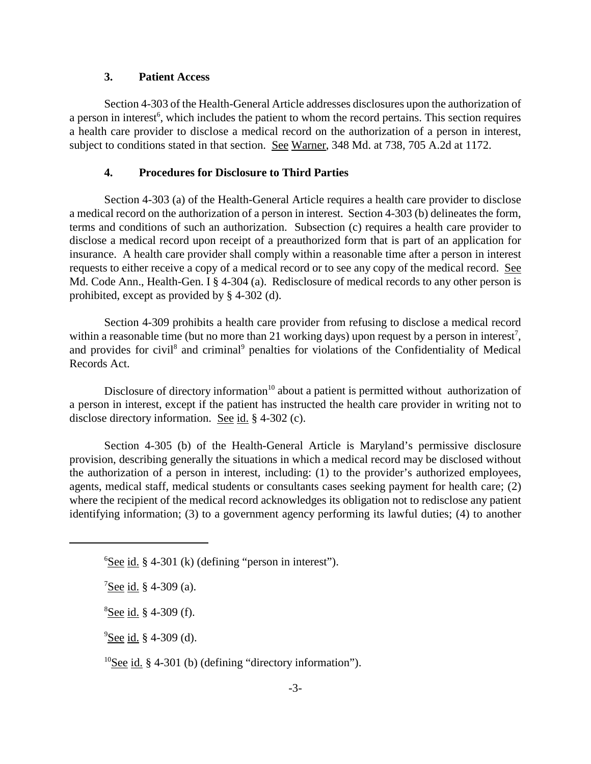### 3. Patient Access

Section 4-303 of the Health-General Article addresses disclosures upon the authorization of a person in interest[6], which includes the patient to whom the record pertains. This section requires a health care provider to disclose a medical record on the authorization of a person in interest, subject to conditions stated in that section. See Warner, 348 Md. at 738, 705 A.2d at 1172.

### 4. Procedures for Disclosure to Third Parties

Section 4-303 (a) of the Health-General Article requires a health care provider to disclose a medical record on the authorization of a person in interest. Section 4-303 (b) delineates the form, terms and conditions of such an authorization. Subsection (c) requires a health care provider to disclose a medical record upon receipt of a preauthorized form that is part of an application for insurance. A health care provider shall comply within a reasonable time after a person in interest requests to either receive a copy of a medical record or to see any copy of the medical record. See Md. Code Ann., Health-Gen. I § 4-304 (a). Redisclosure of medical records to any other person is prohibited, except as provided by § 4-302 (d).

Section 4-309 prohibits a health care provider from refusing to disclose a medical record within a reasonable time (but no more than 21 working days) upon request by a person in interest[7], and provides for civil[8] and criminal[9] penalties for violations of the Confidentiality of Medical Records Act.

Disclosure of directory information[10] about a patient is permitted without authorization of a person in interest, except if the patient has instructed the health care provider in writing not to disclose directory information. See id. § 4-302 (c).

Section 4-305 (b) of the Health-General Article is Maryland's permissive disclosure provision, describing generally the situations in which a medical record may be disclosed without the authorization of a person in interest, including: (1) to the provider's authorized employees, agents, medical staff, medical students or consultants cases seeking payment for health care; (2) where the recipient of the medical record acknowledges its obligation not to redisclose any patient identifying information; (3) to a government agency performing its lawful duties; (4) to another

---

[6] See id. § 4-301 (k) (defining "person in interest").

[7] See id. § 4-309 (a).

[8] See id. § 4-309 (f).

[9] See id. § 4-309 (d).

[10] See id. § 4-301 (b) (defining "directory information").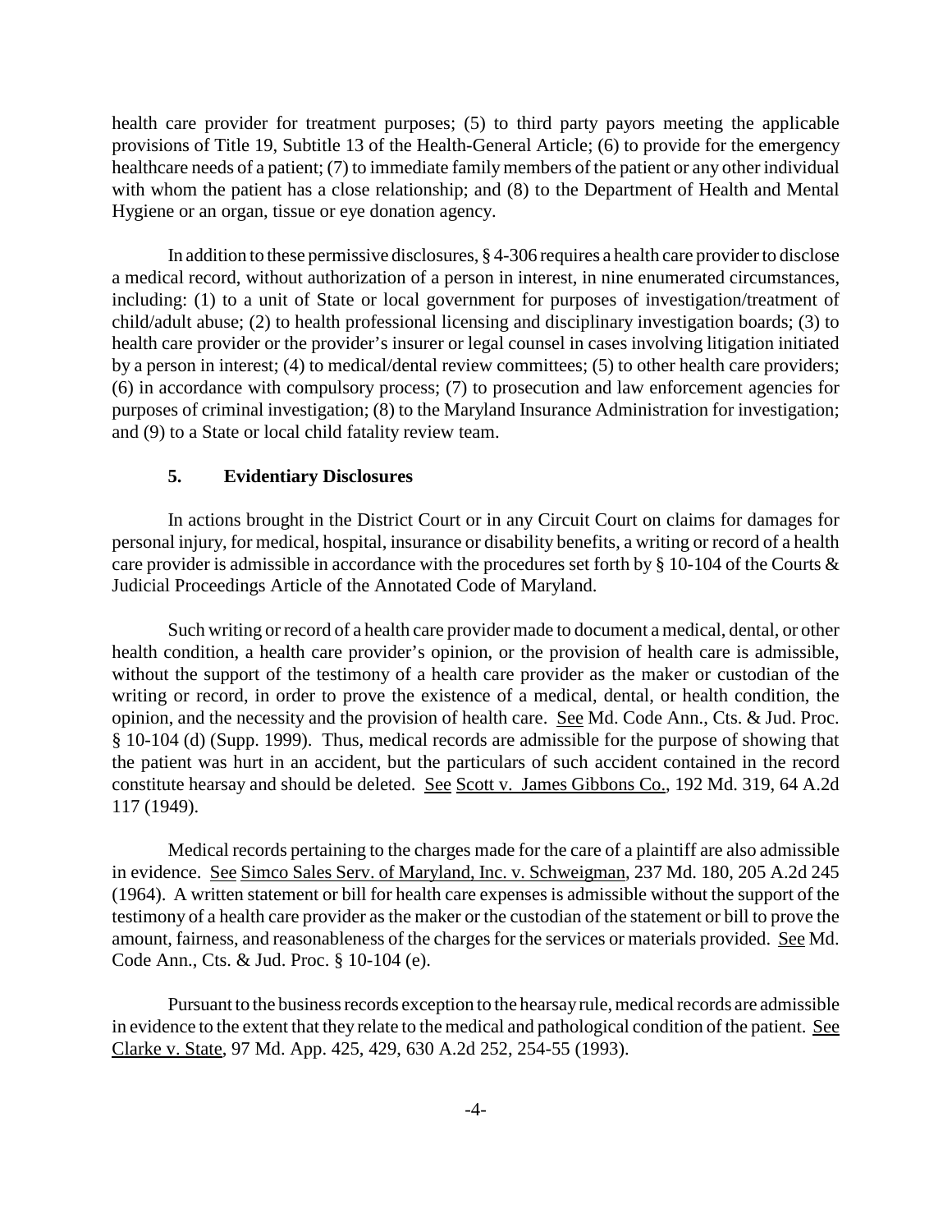health care provider for treatment purposes; (5) to third party payors meeting the applicable provisions of Title 19, Subtitle 13 of the Health-General Article; (6) to provide for the emergency healthcare needs of a patient; (7) to immediate family members of the patient or any other individual with whom the patient has a close relationship; and (8) to the Department of Health and Mental Hygiene or an organ, tissue or eye donation agency.

In addition to these permissive disclosures, § 4-306 requires a health care provider to disclose a medical record, without authorization of a person in interest, in nine enumerated circumstances, including: (1) to a unit of State or local government for purposes of investigation/treatment of child/adult abuse; (2) to health professional licensing and disciplinary investigation boards; (3) to health care provider or the provider's insurer or legal counsel in cases involving litigation initiated by a person in interest; (4) to medical/dental review committees; (5) to other health care providers; (6) in accordance with compulsory process; (7) to prosecution and law enforcement agencies for purposes of criminal investigation; (8) to the Maryland Insurance Administration for investigation; and (9) to a State or local child fatality review team.

### 5. Evidentiary Disclosures

In actions brought in the District Court or in any Circuit Court on claims for damages for personal injury, for medical, hospital, insurance or disability benefits, a writing or record of a health care provider is admissible in accordance with the procedures set forth by § 10-104 of the Courts & Judicial Proceedings Article of the Annotated Code of Maryland.

Such writing or record of a health care provider made to document a medical, dental, or other health condition, a health care provider's opinion, or the provision of health care is admissible, without the support of the testimony of a health care provider as the maker or custodian of the writing or record, in order to prove the existence of a medical, dental, or health condition, the opinion, and the necessity and the provision of health care. See Md. Code Ann., Cts. & Jud. Proc. § 10-104 (d) (Supp. 1999). Thus, medical records are admissible for the purpose of showing that the patient was hurt in an accident, but the particulars of such accident contained in the record constitute hearsay and should be deleted. See Scott v. James Gibbons Co., 192 Md. 319, 64 A.2d 117 (1949).

Medical records pertaining to the charges made for the care of a plaintiff are also admissible in evidence. See Simco Sales Serv. of Maryland, Inc. v. Schweigman, 237 Md. 180, 205 A.2d 245 (1964). A written statement or bill for health care expenses is admissible without the support of the testimony of a health care provider as the maker or the custodian of the statement or bill to prove the amount, fairness, and reasonableness of the charges for the services or materials provided. See Md. Code Ann., Cts. & Jud. Proc. § 10-104 (e).

Pursuant to the business records exception to the hearsay rule, medical records are admissible in evidence to the extent that they relate to the medical and pathological condition of the patient. See Clarke v. State, 97 Md. App. 425, 429, 630 A.2d 252, 254-55 (1993).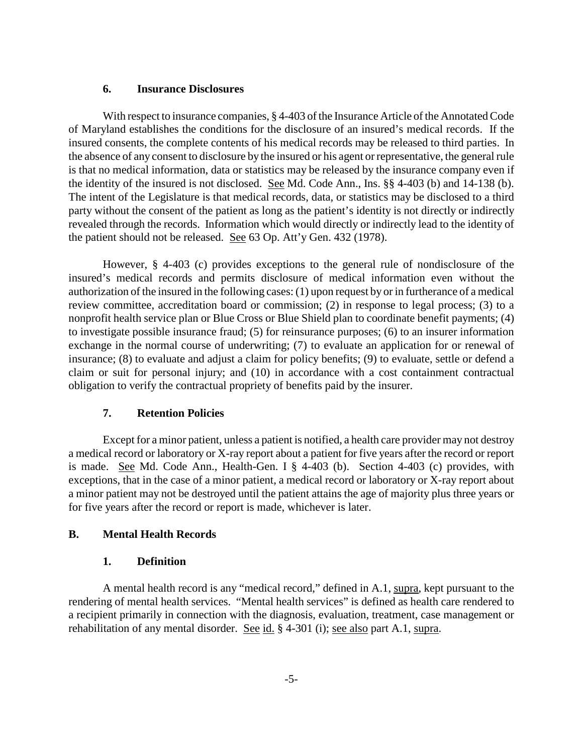### 6. Insurance Disclosures

With respect to insurance companies, § 4-403 of the Insurance Article of the Annotated Code of Maryland establishes the conditions for the disclosure of an insured's medical records. If the insured consents, the complete contents of his medical records may be released to third parties. In the absence of any consent to disclosure by the insured or his agent or representative, the general rule is that no medical information, data or statistics may be released by the insurance company even if the identity of the insured is not disclosed. See Md. Code Ann., Ins. §§ 4-403 (b) and 14-138 (b). The intent of the Legislature is that medical records, data, or statistics may be disclosed to a third party without the consent of the patient as long as the patient's identity is not directly or indirectly revealed through the records. Information which would directly or indirectly lead to the identity of the patient should not be released. See 63 Op. Att'y Gen. 432 (1978).

However, § 4-403 (c) provides exceptions to the general rule of nondisclosure of the insured's medical records and permits disclosure of medical information even without the authorization of the insured in the following cases: (1) upon request by or in furtherance of a medical review committee, accreditation board or commission; (2) in response to legal process; (3) to a nonprofit health service plan or Blue Cross or Blue Shield plan to coordinate benefit payments; (4) to investigate possible insurance fraud; (5) for reinsurance purposes; (6) to an insurer information exchange in the normal course of underwriting; (7) to evaluate an application for or renewal of insurance; (8) to evaluate and adjust a claim for policy benefits; (9) to evaluate, settle or defend a claim or suit for personal injury; and (10) in accordance with a cost containment contractual obligation to verify the contractual propriety of benefits paid by the insurer.

### 7. Retention Policies

Except for a minor patient, unless a patient is notified, a health care provider may not destroy a medical record or laboratory or X-ray report about a patient for five years after the record or report is made. See Md. Code Ann., Health-Gen. I § 4-403 (b). Section 4-403 (c) provides, with exceptions, that in the case of a minor patient, a medical record or laboratory or X-ray report about a minor patient may not be destroyed until the patient attains the age of majority plus three years or for five years after the record or report is made, whichever is later.

## B. Mental Health Records

### 1. Definition

A mental health record is any "medical record," defined in A.1, supra, kept pursuant to the rendering of mental health services. "Mental health services" is defined as health care rendered to a recipient primarily in connection with the diagnosis, evaluation, treatment, case management or rehabilitation of any mental disorder. See id. § 4-301 (i); see also part A.1, supra.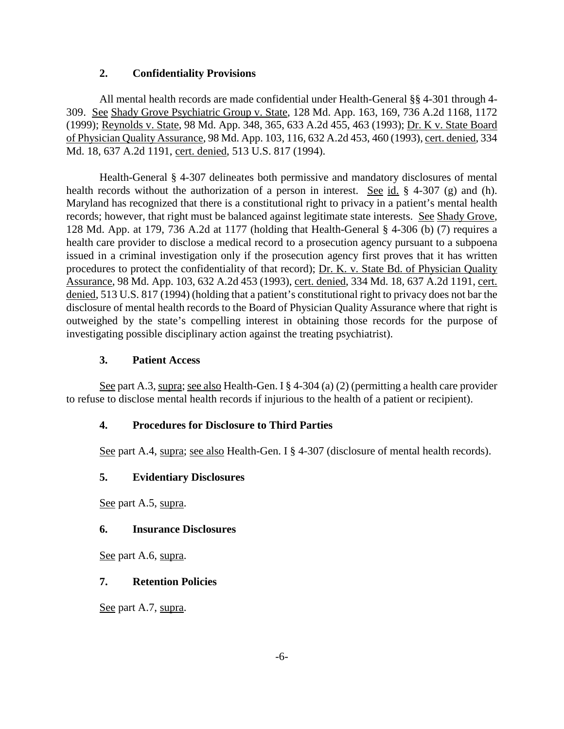### 2. Confidentiality Provisions

All mental health records are made confidential under Health-General §§ 4-301 through 4-309. See Shady Grove Psychiatric Group v. State, 128 Md. App. 163, 169, 736 A.2d 1168, 1172 (1999); Reynolds v. State, 98 Md. App. 348, 365, 633 A.2d 455, 463 (1993); Dr. K v. State Board of Physician Quality Assurance, 98 Md. App. 103, 116, 632 A.2d 453, 460 (1993), cert. denied, 334 Md. 18, 637 A.2d 1191, cert. denied, 513 U.S. 817 (1994).

Health-General § 4-307 delineates both permissive and mandatory disclosures of mental health records without the authorization of a person in interest. See id. § 4-307 (g) and (h). Maryland has recognized that there is a constitutional right to privacy in a patient's mental health records; however, that right must be balanced against legitimate state interests. See Shady Grove, 128 Md. App. at 179, 736 A.2d at 1177 (holding that Health-General § 4-306 (b) (7) requires a health care provider to disclose a medical record to a prosecution agency pursuant to a subpoena issued in a criminal investigation only if the prosecution agency first proves that it has written procedures to protect the confidentiality of that record); Dr. K. v. State Bd. of Physician Quality Assurance, 98 Md. App. 103, 632 A.2d 453 (1993), cert. denied, 334 Md. 18, 637 A.2d 1191, cert. denied, 513 U.S. 817 (1994) (holding that a patient's constitutional right to privacy does not bar the disclosure of mental health records to the Board of Physician Quality Assurance where that right is outweighed by the state's compelling interest in obtaining those records for the purpose of investigating possible disciplinary action against the treating psychiatrist).

### 3. Patient Access

See part A.3, supra; see also Health-Gen. I § 4-304 (a) (2) (permitting a health care provider to refuse to disclose mental health records if injurious to the health of a patient or recipient).

### 4. Procedures for Disclosure to Third Parties

See part A.4, supra; see also Health-Gen. I § 4-307 (disclosure of mental health records).

### 5. Evidentiary Disclosures

See part A.5, supra.

### 6. Insurance Disclosures

See part A.6, supra.

### 7. Retention Policies

See part A.7, supra.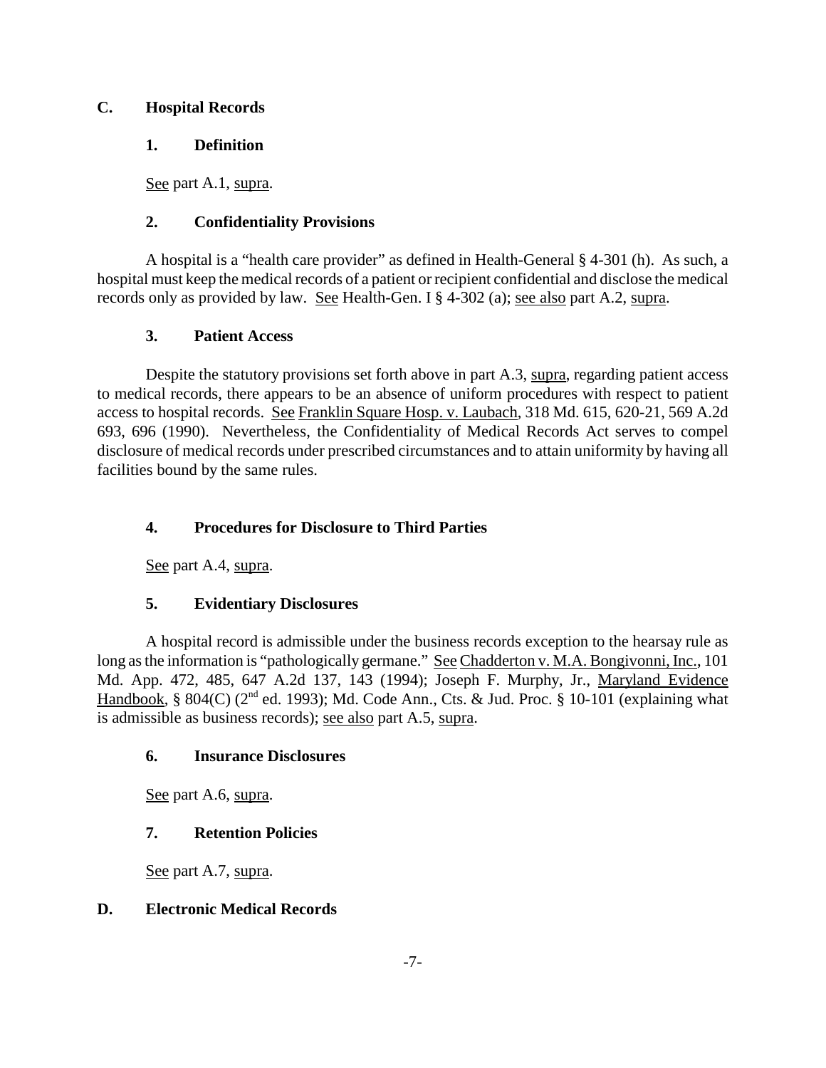## C. Hospital Records

### 1. Definition

See part A.1, supra.

### 2. Confidentiality Provisions

A hospital is a "health care provider" as defined in Health-General § 4-301 (h). As such, a hospital must keep the medical records of a patient or recipient confidential and disclose the medical records only as provided by law. See Health-Gen. I § 4-302 (a); see also part A.2, supra.

### 3. Patient Access

Despite the statutory provisions set forth above in part A.3, supra, regarding patient access to medical records, there appears to be an absence of uniform procedures with respect to patient access to hospital records. See Franklin Square Hosp. v. Laubach, 318 Md. 615, 620-21, 569 A.2d 693, 696 (1990). Nevertheless, the Confidentiality of Medical Records Act serves to compel disclosure of medical records under prescribed circumstances and to attain uniformity by having all facilities bound by the same rules.

### 4. Procedures for Disclosure to Third Parties

See part A.4, supra.

### 5. Evidentiary Disclosures

A hospital record is admissible under the business records exception to the hearsay rule as long as the information is "pathologically germane." See Chadderton v. M.A. Bongivonni, Inc., 101 Md. App. 472, 485, 647 A.2d 137, 143 (1994); Joseph F. Murphy, Jr., Maryland Evidence Handbook, § 804(C) (2nd ed. 1993); Md. Code Ann., Cts. & Jud. Proc. § 10-101 (explaining what is admissible as business records); see also part A.5, supra.

### 6. Insurance Disclosures

See part A.6, supra.

### 7. Retention Policies

See part A.7, supra.

## D. Electronic Medical Records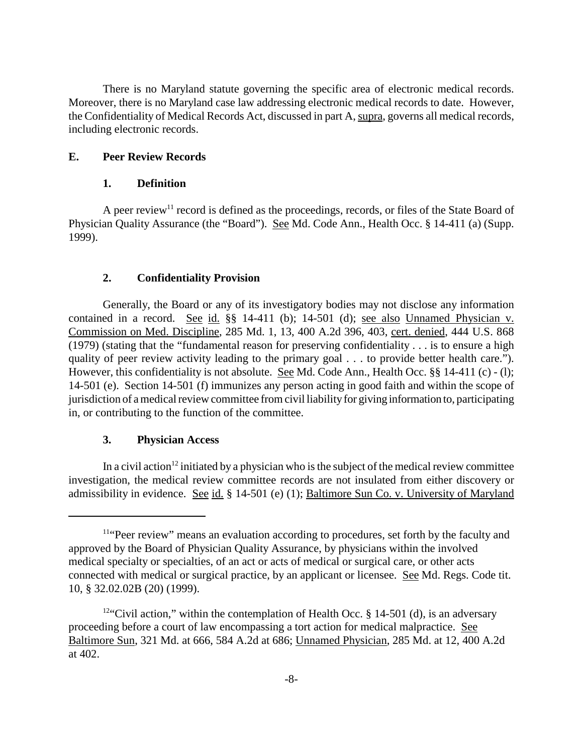There is no Maryland statute governing the specific area of electronic medical records. Moreover, there is no Maryland case law addressing electronic medical records to date. However, the Confidentiality of Medical Records Act, discussed in part A, supra, governs all medical records, including electronic records.

## E. Peer Review Records

### 1. Definition

A peer review[11] record is defined as the proceedings, records, or files of the State Board of Physician Quality Assurance (the "Board"). See Md. Code Ann., Health Occ. § 14-411 (a) (Supp. 1999).

### 2. Confidentiality Provision

Generally, the Board or any of its investigatory bodies may not disclose any information contained in a record. See id. §§ 14-411 (b); 14-501 (d); see also Unnamed Physician v. Commission on Med. Discipline, 285 Md. 1, 13, 400 A.2d 396, 403, cert. denied, 444 U.S. 868 (1979) (stating that the "fundamental reason for preserving confidentiality . . . is to ensure a high quality of peer review activity leading to the primary goal . . . to provide better health care."). However, this confidentiality is not absolute. See Md. Code Ann., Health Occ. §§ 14-411 (c) - (l); 14-501 (e). Section 14-501 (f) immunizes any person acting in good faith and within the scope of jurisdiction of a medical review committee from civil liability for giving information to, participating in, or contributing to the function of the committee.

### 3. Physician Access

In a civil action[12] initiated by a physician who is the subject of the medical review committee investigation, the medical review committee records are not insulated from either discovery or admissibility in evidence. See id. § 14-501 (e) (1); Baltimore Sun Co. v. University of Maryland

---

[11] "Peer review" means an evaluation according to procedures, set forth by the faculty and approved by the Board of Physician Quality Assurance, by physicians within the involved medical specialty or specialties, of an act or acts of medical or surgical care, or other acts connected with medical or surgical practice, by an applicant or licensee. See Md. Regs. Code tit. 10, § 32.02.02B (20) (1999).

[12] "Civil action," within the contemplation of Health Occ. § 14-501 (d), is an adversary proceeding before a court of law encompassing a tort action for medical malpractice. See Baltimore Sun, 321 Md. at 666, 584 A.2d at 686; Unnamed Physician, 285 Md. at 12, 400 A.2d at 402.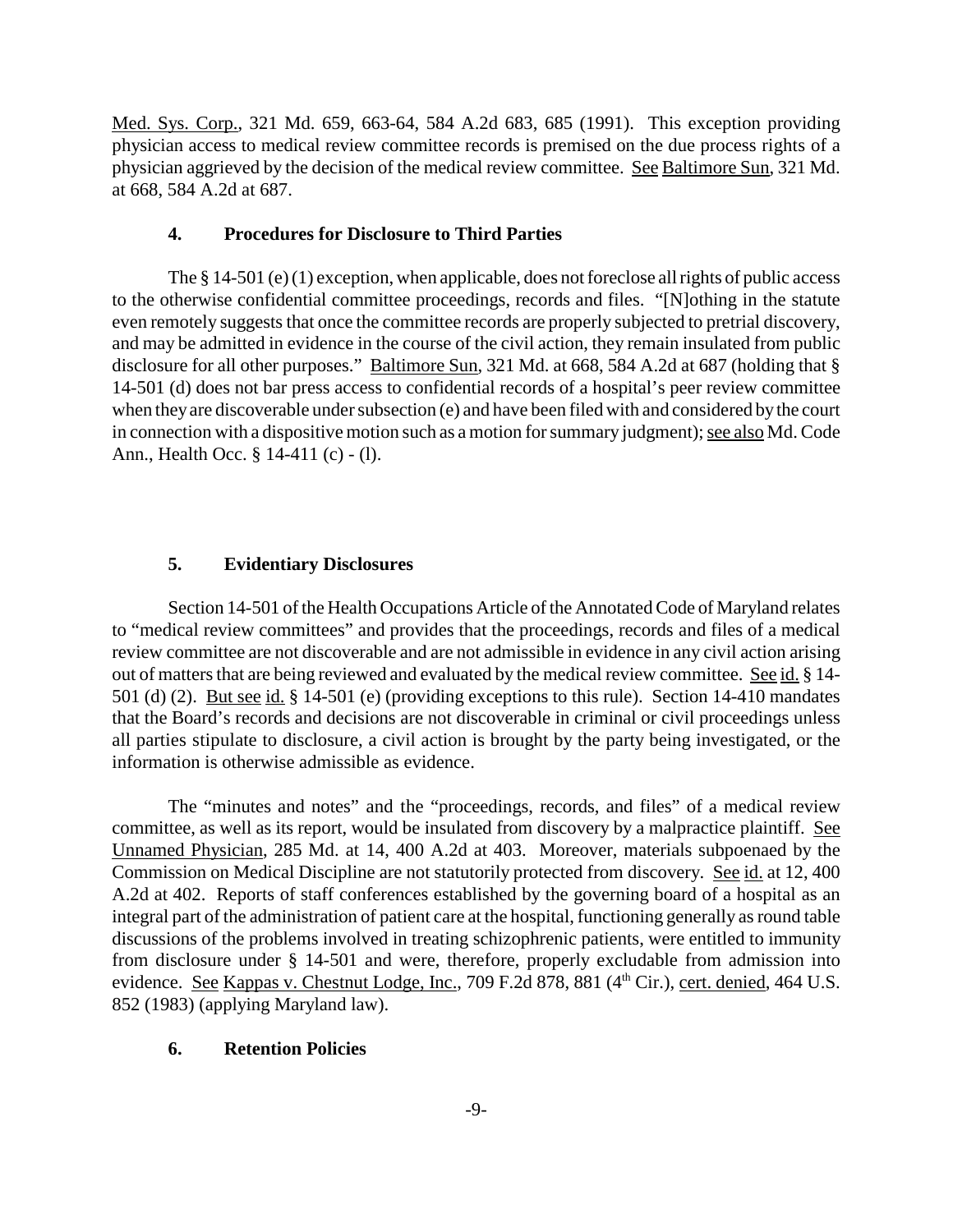Med. Sys. Corp., 321 Md. 659, 663-64, 584 A.2d 683, 685 (1991). This exception providing physician access to medical review committee records is premised on the due process rights of a physician aggrieved by the decision of the medical review committee. See Baltimore Sun, 321 Md. at 668, 584 A.2d at 687.

#### 4. Procedures for Disclosure to Third Parties

The § 14-501 (e) (1) exception, when applicable, does not foreclose all rights of public access to the otherwise confidential committee proceedings, records and files. "[N]othing in the statute even remotely suggests that once the committee records are properly subjected to pretrial discovery, and may be admitted in evidence in the course of the civil action, they remain insulated from public disclosure for all other purposes." Baltimore Sun, 321 Md. at 668, 584 A.2d at 687 (holding that § 14-501 (d) does not bar press access to confidential records of a hospital's peer review committee when they are discoverable under subsection (e) and have been filed with and considered by the court in connection with a dispositive motion such as a motion for summary judgment); see also Md. Code Ann., Health Occ. § 14-411 (c) - (l).

#### 5. Evidentiary Disclosures

Section 14-501 of the Health Occupations Article of the Annotated Code of Maryland relates to "medical review committees" and provides that the proceedings, records and files of a medical review committee are not discoverable and are not admissible in evidence in any civil action arising out of matters that are being reviewed and evaluated by the medical review committee. See id. § 14-501 (d) (2). But see id. § 14-501 (e) (providing exceptions to this rule). Section 14-410 mandates that the Board's records and decisions are not discoverable in criminal or civil proceedings unless all parties stipulate to disclosure, a civil action is brought by the party being investigated, or the information is otherwise admissible as evidence.

The "minutes and notes" and the "proceedings, records, and files" of a medical review committee, as well as its report, would be insulated from discovery by a malpractice plaintiff. See Unnamed Physician, 285 Md. at 14, 400 A.2d at 403. Moreover, materials subpoenaed by the Commission on Medical Discipline are not statutorily protected from discovery. See id. at 12, 400 A.2d at 402. Reports of staff conferences established by the governing board of a hospital as an integral part of the administration of patient care at the hospital, functioning generally as round table discussions of the problems involved in treating schizophrenic patients, were entitled to immunity from disclosure under § 14-501 and were, therefore, properly excludable from admission into evidence. See Kappas v. Chestnut Lodge, Inc., 709 F.2d 878, 881 (4th Cir.), cert. denied, 464 U.S. 852 (1983) (applying Maryland law).

#### 6. Retention Policies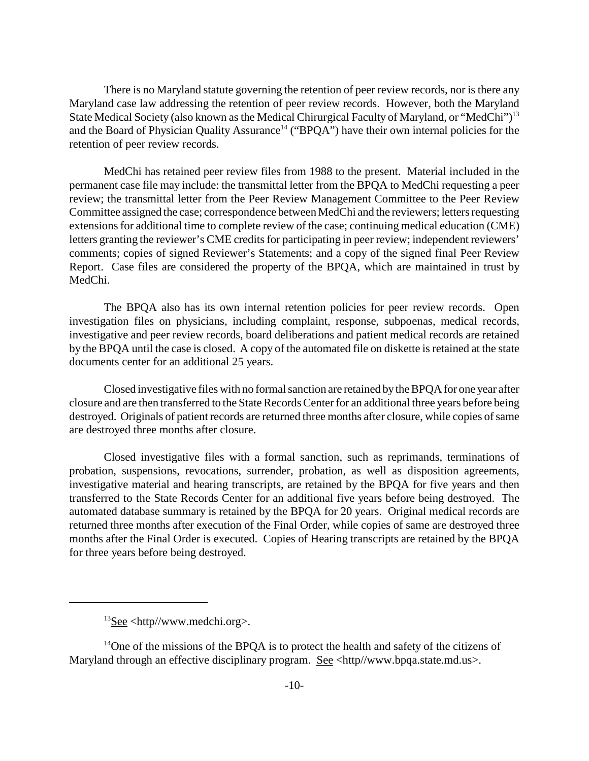There is no Maryland statute governing the retention of peer review records, nor is there any Maryland case law addressing the retention of peer review records. However, both the Maryland State Medical Society (also known as the Medical Chirurgical Faculty of Maryland, or "MedChi")[13] and the Board of Physician Quality Assurance[14] ("BPQA") have their own internal policies for the retention of peer review records.

MedChi has retained peer review files from 1988 to the present. Material included in the permanent case file may include: the transmittal letter from the BPQA to MedChi requesting a peer review; the transmittal letter from the Peer Review Management Committee to the Peer Review Committee assigned the case; correspondence between MedChi and the reviewers; letters requesting extensions for additional time to complete review of the case; continuing medical education (CME) letters granting the reviewer's CME credits for participating in peer review; independent reviewers' comments; copies of signed Reviewer's Statements; and a copy of the signed final Peer Review Report. Case files are considered the property of the BPQA, which are maintained in trust by MedChi.

The BPQA also has its own internal retention policies for peer review records. Open investigation files on physicians, including complaint, response, subpoenas, medical records, investigative and peer review records, board deliberations and patient medical records are retained by the BPQA until the case is closed. A copy of the automated file on diskette is retained at the state documents center for an additional 25 years.

Closed investigative files with no formal sanction are retained by the BPQA for one year after closure and are then transferred to the State Records Center for an additional three years before being destroyed. Originals of patient records are returned three months after closure, while copies of same are destroyed three months after closure.

Closed investigative files with a formal sanction, such as reprimands, terminations of probation, suspensions, revocations, surrender, probation, as well as disposition agreements, investigative material and hearing transcripts, are retained by the BPQA for five years and then transferred to the State Records Center for an additional five years before being destroyed. The automated database summary is retained by the BPQA for 20 years. Original medical records are returned three months after execution of the Final Order, while copies of same are destroyed three months after the Final Order is executed. Copies of Hearing transcripts are retained by the BPQA for three years before being destroyed.

---

[13] See <http//www.medchi.org>.

[14] One of the missions of the BPQA is to protect the health and safety of the citizens of Maryland through an effective disciplinary program. See <http//www.bpqa.state.md.us>.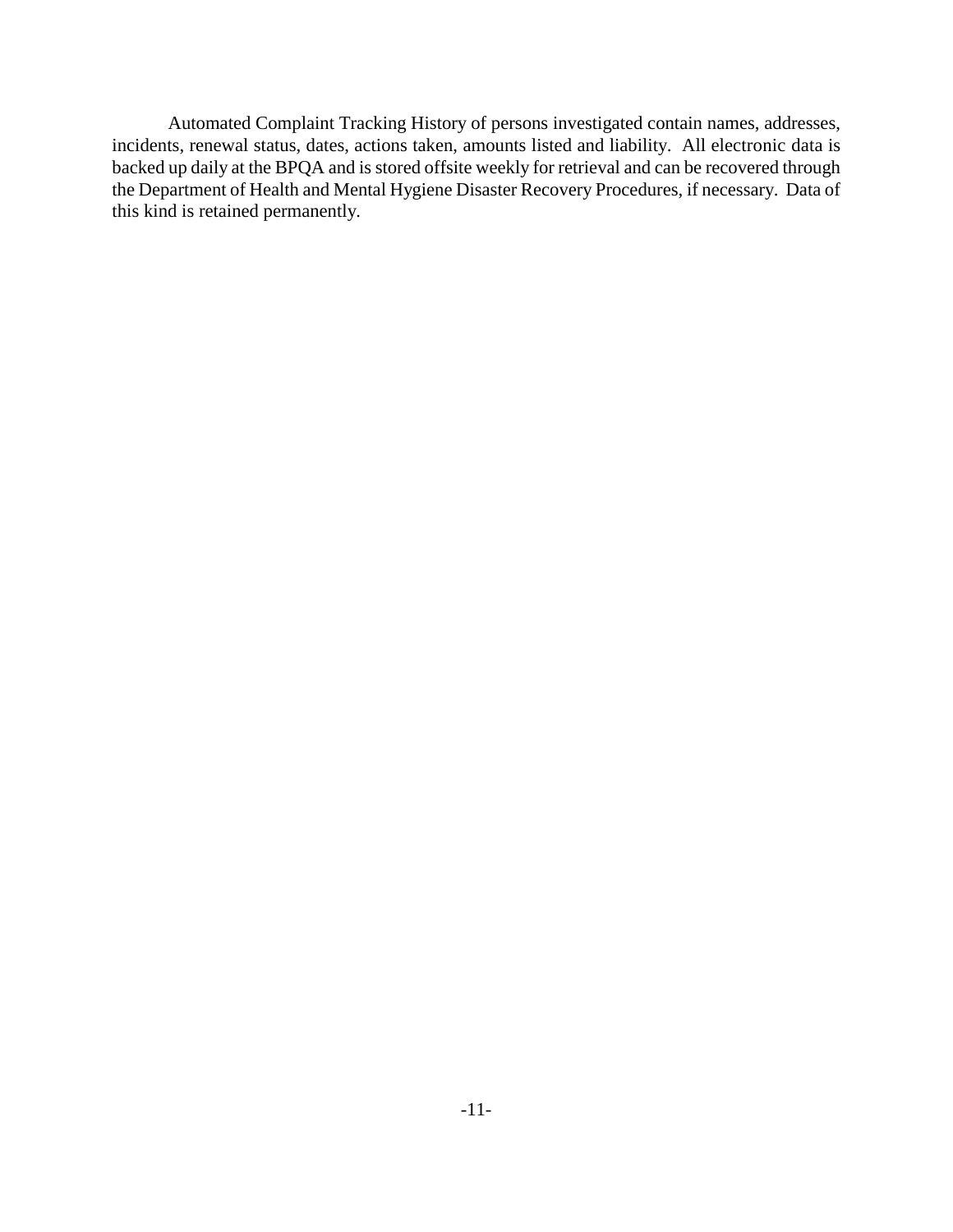Automated Complaint Tracking History of persons investigated contain names, addresses, incidents, renewal status, dates, actions taken, amounts listed and liability. All electronic data is backed up daily at the BPQA and is stored offsite weekly for retrieval and can be recovered through the Department of Health and Mental Hygiene Disaster Recovery Procedures, if necessary. Data of this kind is retained permanently.